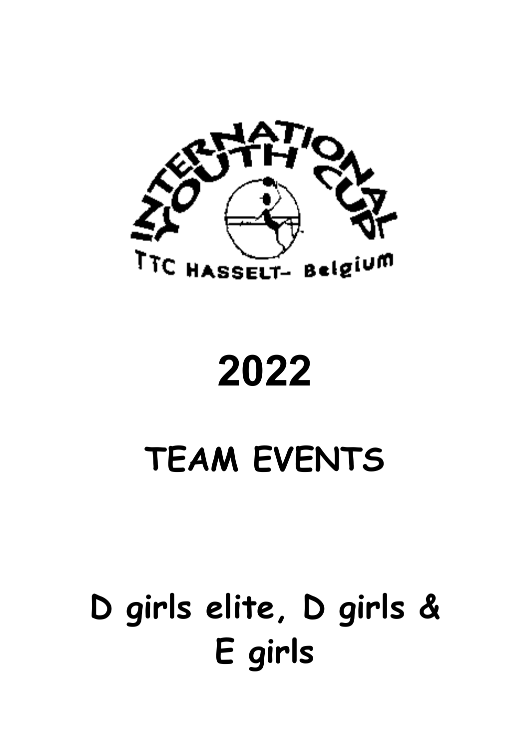INTERNATIONAL YOUTH CUP

TTC HASSELT- Belgium

# 2022

# TEAM EVENTS

# D girls elite, D girls & E girls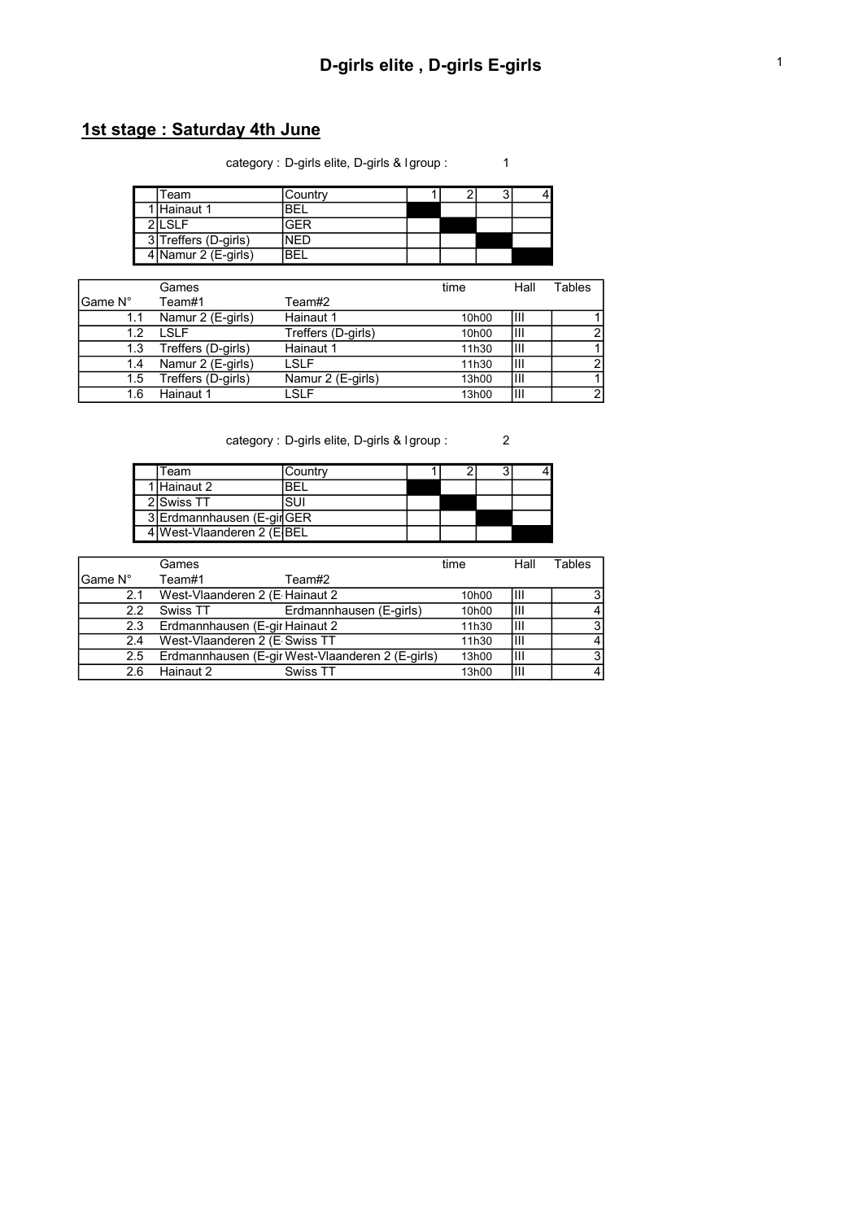# D-girls elite , D-girls E-girls

## 1st stage : Saturday 4th June

category : D-girls elite, D-girls & I group : 1

| | Team | Country | 1 | 2 | 3 | 4 |
|---|---|---|---|---|---|---|
| 1 | Hainaut 1 | BEL | | | | |
| 2 | LSLF | GER | | | | |
| 3 | Treffers (D-girls) | NED | | | | |
| 4 | Namur 2 (E-girls) | BEL | | | | |

| Game N° | Games Team#1 | Team#2 | time | Hall | Tables |
|---|---|---|---|---|---|
| 1.1 | Namur 2 (E-girls) | Hainaut 1 | 10h00 | III | 1 |
| 1.2 | LSLF | Treffers (D-girls) | 10h00 | III | 2 |
| 1.3 | Treffers (D-girls) | Hainaut 1 | 11h30 | III | 1 |
| 1.4 | Namur 2 (E-girls) | LSLF | 11h30 | III | 2 |
| 1.5 | Treffers (D-girls) | Namur 2 (E-girls) | 13h00 | III | 1 |
| 1.6 | Hainaut 1 | LSLF | 13h00 | III | 2 |

category : D-girls elite, D-girls & I group : 2

| | Team | Country | 1 | 2 | 3 | 4 |
|---|---|---|---|---|---|---|
| 1 | Hainaut 2 | BEL | | | | |
| 2 | Swiss TT | SUI | | | | |
| 3 | Erdmannhausen (E-gir | GER | | | | |
| 4 | West-Vlaanderen 2 (E | BEL | | | | |

| Game N° | Games Team#1 | Team#2 | time | Hall | Tables |
|---|---|---|---|---|---|
| 2.1 | West-Vlaanderen 2 (E | Hainaut 2 | 10h00 | III | 3 |
| 2.2 | Swiss TT | Erdmannhausen (E-girls) | 10h00 | III | 4 |
| 2.3 | Erdmannhausen (E-gir | Hainaut 2 | 11h30 | III | 3 |
| 2.4 | West-Vlaanderen 2 (E | Swiss TT | 11h30 | III | 4 |
| 2.5 | Erdmannhausen (E-gir | West-Vlaanderen 2 (E-girls) | 13h00 | III | 3 |
| 2.6 | Hainaut 2 | Swiss TT | 13h00 | III | 4 |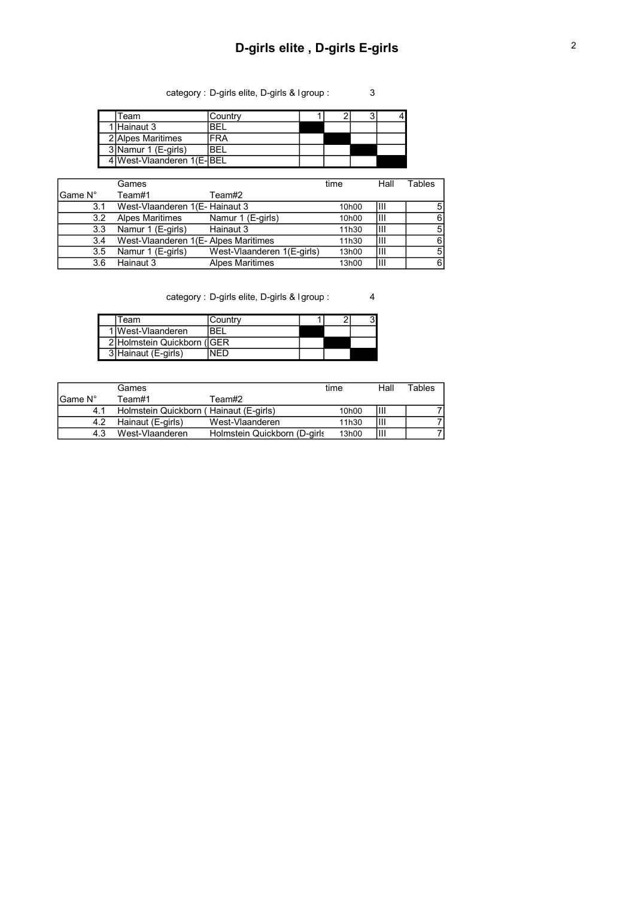# D-girls elite , D-girls E-girls

category : D-girls elite, D-girls & I group : 3

| | Team | Country | 1 | 2 | 3 | 4 |
|---|---|---|---|---|---|---|
| 1 | Hainaut 3 | BEL | | | | |
| 2 | Alpes Maritimes | FRA | | | | |
| 3 | Namur 1 (E-girls) | BEL | | | | |
| 4 | West-Vlaanderen 1(E- | BEL | | | | |

| Game N° | Games Team#1 | Team#2 | time | Hall | Tables |
|---|---|---|---|---|---|
| 3.1 | West-Vlaanderen 1(E- | Hainaut 3 | 10h00 | III | 5 |
| 3.2 | Alpes Maritimes | Namur 1 (E-girls) | 10h00 | III | 6 |
| 3.3 | Namur 1 (E-girls) | Hainaut 3 | 11h30 | III | 5 |
| 3.4 | West-Vlaanderen 1(E- | Alpes Maritimes | 11h30 | III | 6 |
| 3.5 | Namur 1 (E-girls) | West-Vlaanderen 1(E-girls) | 13h00 | III | 5 |
| 3.6 | Hainaut 3 | Alpes Maritimes | 13h00 | III | 6 |

category : D-girls elite, D-girls & I group : 4

| | Team | Country | 1 | 2 | 3 |
|---|---|---|---|---|---|
| 1 | West-Vlaanderen | BEL | | | |
| 2 | Holmstein Quickborn ( | GER | | | |
| 3 | Hainaut (E-girls) | NED | | | |

| Game N° | Games Team#1 | Team#2 | time | Hall | Tables |
|---|---|---|---|---|---|
| 4.1 | Holmstein Quickborn ( | Hainaut (E-girls) | 10h00 | III | 7 |
| 4.2 | Hainaut (E-girls) | West-Vlaanderen | 11h30 | III | 7 |
| 4.3 | West-Vlaanderen | Holmstein Quickborn (D-girls | 13h00 | III | 7 |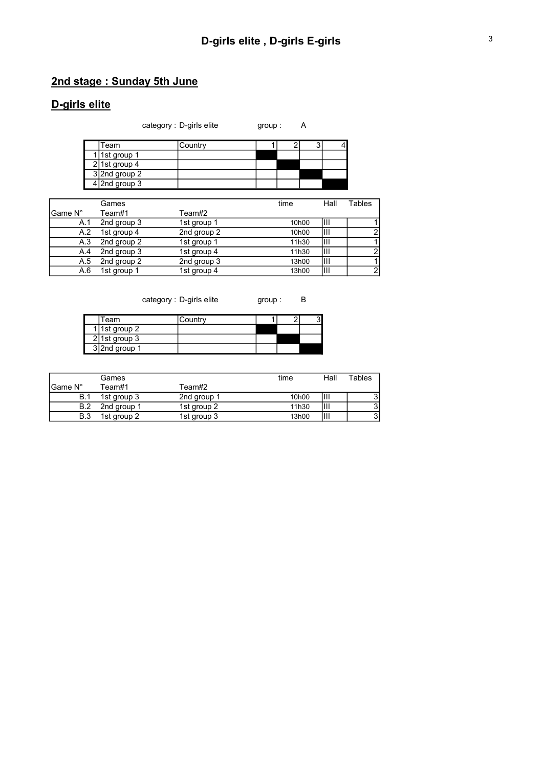# D-girls elite , D-girls E-girls

## 2nd stage : Sunday 5th June

## D-girls elite

category : D-girls elite group : A

| | Team | Country | 1 | 2 | 3 | 4 |
|---|---|---|---|---|---|---|
| 1 | 1st group 1 | | | | | |
| 2 | 1st group 4 | | | | | |
| 3 | 2nd group 2 | | | | | |
| 4 | 2nd group 3 | | | | | |

| Game N° | Games Team#1 | Team#2 | time | Hall | Tables |
|---|---|---|---|---|---|
| A.1 | 2nd group 3 | 1st group 1 | 10h00 | III | 1 |
| A.2 | 1st group 4 | 2nd group 2 | 10h00 | III | 2 |
| A.3 | 2nd group 2 | 1st group 1 | 11h30 | III | 1 |
| A.4 | 2nd group 3 | 1st group 4 | 11h30 | III | 2 |
| A.5 | 2nd group 2 | 2nd group 3 | 13h00 | III | 1 |
| A.6 | 1st group 1 | 1st group 4 | 13h00 | III | 2 |

category : D-girls elite group : B

| | Team | Country | 1 | 2 | 3 |
|---|---|---|---|---|---|
| 1 | 1st group 2 | | | | |
| 2 | 1st group 3 | | | | |
| 3 | 2nd group 1 | | | | |

| Game N° | Games Team#1 | Team#2 | time | Hall | Tables |
|---|---|---|---|---|---|
| B.1 | 1st group 3 | 2nd group 1 | 10h00 | III | 3 |
| B.2 | 2nd group 1 | 1st group 2 | 11h30 | III | 3 |
| B.3 | 1st group 2 | 1st group 3 | 13h00 | III | 3 |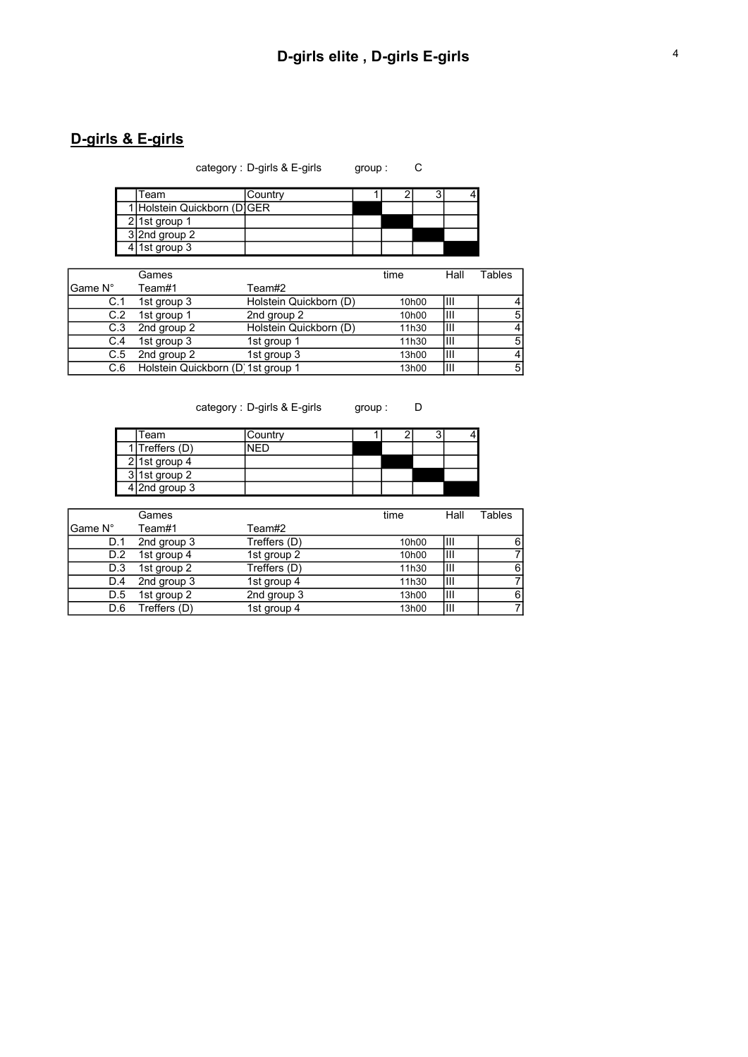# D-girls elite , D-girls E-girls

## D-girls & E-girls

category : D-girls & E-girls group : C

| | Team | Country | 1 | 2 | 3 | 4 |
|---|---|---|---|---|---|---|
| 1 | Holstein Quickborn (D | GER | | | | |
| 2 | 1st group 1 | | | | | |
| 3 | 2nd group 2 | | | | | |
| 4 | 1st group 3 | | | | | |

| Game N° | Games Team#1 | Team#2 | time | Hall | Tables |
|---|---|---|---|---|---|
| C.1 | 1st group 3 | Holstein Quickborn (D) | 10h00 | III | 4 |
| C.2 | 1st group 1 | 2nd group 2 | 10h00 | III | 5 |
| C.3 | 2nd group 2 | Holstein Quickborn (D) | 11h30 | III | 4 |
| C.4 | 1st group 3 | 1st group 1 | 11h30 | III | 5 |
| C.5 | 2nd group 2 | 1st group 3 | 13h00 | III | 4 |
| C.6 | Holstein Quickborn (D) | 1st group 1 | 13h00 | III | 5 |

category : D-girls & E-girls group : D

| | Team | Country | 1 | 2 | 3 | 4 |
|---|---|---|---|---|---|---|
| 1 | Treffers (D) | NED | | | | |
| 2 | 1st group 4 | | | | | |
| 3 | 1st group 2 | | | | | |
| 4 | 2nd group 3 | | | | | |

| Game N° | Games Team#1 | Team#2 | time | Hall | Tables |
|---|---|---|---|---|---|
| D.1 | 2nd group 3 | Treffers (D) | 10h00 | III | 6 |
| D.2 | 1st group 4 | 1st group 2 | 10h00 | III | 7 |
| D.3 | 1st group 2 | Treffers (D) | 11h30 | III | 6 |
| D.4 | 2nd group 3 | 1st group 4 | 11h30 | III | 7 |
| D.5 | 1st group 2 | 2nd group 3 | 13h00 | III | 6 |
| D.6 | Treffers (D) | 1st group 4 | 13h00 | III | 7 |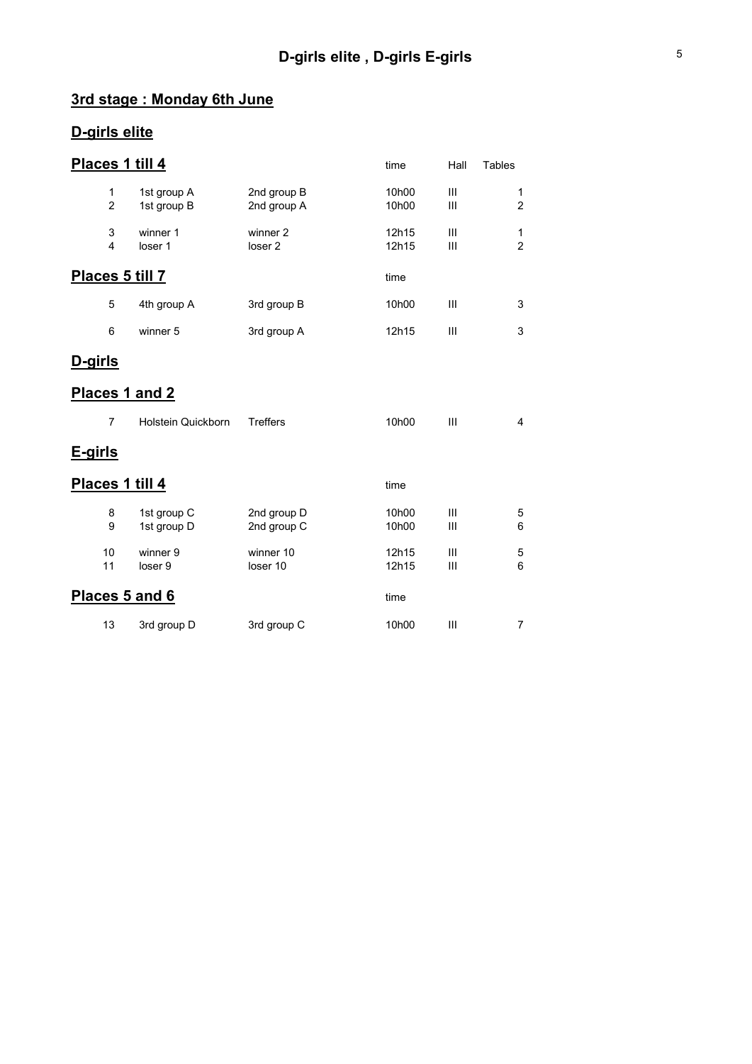# D-girls elite , D-girls E-girls

## 3rd stage : Monday 6th June

## D-girls elite

### Places 1 till 4

| | | | time | Hall | Tables |
|---|---|---|---|---|---|
| 1 | 1st group A | 2nd group B | 10h00 | III | 1 |
| 2 | 1st group B | 2nd group A | 10h00 | III | 2 |
| 3 | winner 1 | winner 2 | 12h15 | III | 1 |
| 4 | loser 1 | loser 2 | 12h15 | III | 2 |

### Places 5 till 7

| | | | time | | |
|---|---|---|---|---|---|
| 5 | 4th group A | 3rd group B | 10h00 | III | 3 |
| 6 | winner 5 | 3rd group A | 12h15 | III | 3 |

## D-girls

### Places 1 and 2

| | | | | | |
|---|---|---|---|---|---|
| 7 | Holstein Quickborn | Treffers | 10h00 | III | 4 |

## E-girls

### Places 1 till 4

| | | | time | | |
|---|---|---|---|---|---|
| 8 | 1st group C | 2nd group D | 10h00 | III | 5 |
| 9 | 1st group D | 2nd group C | 10h00 | III | 6 |
| 10 | winner 9 | winner 10 | 12h15 | III | 5 |
| 11 | loser 9 | loser 10 | 12h15 | III | 6 |

### Places 5 and 6

| | | | time | | |
|---|---|---|---|---|---|
| 13 | 3rd group D | 3rd group C | 10h00 | III | 7 |